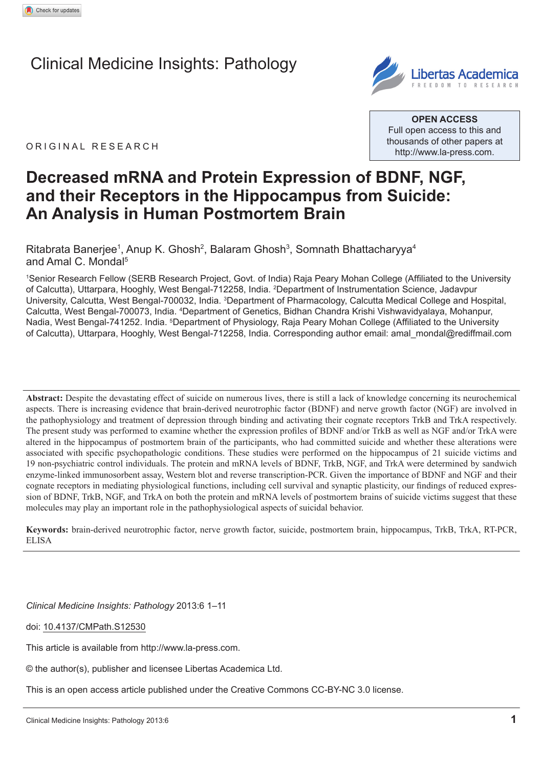Clinical Medicine Insights: Pathology

OPEN ACCESS
Full open access to this and thousands of other papers at http://www.la-press.com.

ORIGINAL RESEARCH

# Decreased mRNA and Protein Expression of BDNF, NGF, and their Receptors in the Hippocampus from Suicide: An Analysis in Human Postmortem Brain

Ritabrata Banerjee[1], Anup K. Ghosh[2], Balaram Ghosh[3], Somnath Bhattacharyya[4] and Amal C. Mondal[5]

[1]Senior Research Fellow (SERB Research Project, Govt. of India) Raja Peary Mohan College (Affiliated to the University of Calcutta), Uttarpara, Hooghly, West Bengal-712258, India. [2]Department of Instrumentation Science, Jadavpur University, Calcutta, West Bengal-700032, India. [3]Department of Pharmacology, Calcutta Medical College and Hospital, Calcutta, West Bengal-700073, India. [4]Department of Genetics, Bidhan Chandra Krishi Vishwavidyalaya, Mohanpur, Nadia, West Bengal-741252. India. [5]Department of Physiology, Raja Peary Mohan College (Affiliated to the University of Calcutta), Uttarpara, Hooghly, West Bengal-712258, India. Corresponding author email: amal_mondal@rediffmail.com

**Abstract:** Despite the devastating effect of suicide on numerous lives, there is still a lack of knowledge concerning its neurochemical aspects. There is increasing evidence that brain-derived neurotrophic factor (BDNF) and nerve growth factor (NGF) are involved in the pathophysiology and treatment of depression through binding and activating their cognate receptors TrkB and TrkA respectively. The present study was performed to examine whether the expression profiles of BDNF and/or TrkB as well as NGF and/or TrkA were altered in the hippocampus of postmortem brain of the participants, who had committed suicide and whether these alterations were associated with specific psychopathologic conditions. These studies were performed on the hippocampus of 21 suicide victims and 19 non-psychiatric control individuals. The protein and mRNA levels of BDNF, TrkB, NGF, and TrkA were determined by sandwich enzyme-linked immunosorbent assay, Western blot and reverse transcription-PCR. Given the importance of BDNF and NGF and their cognate receptors in mediating physiological functions, including cell survival and synaptic plasticity, our findings of reduced expression of BDNF, TrkB, NGF, and TrkA on both the protein and mRNA levels of postmortem brains of suicide victims suggest that these molecules may play an important role in the pathophysiological aspects of suicidal behavior.

**Keywords:** brain-derived neurotrophic factor, nerve growth factor, suicide, postmortem brain, hippocampus, TrkB, TrkA, RT-PCR, ELISA

*Clinical Medicine Insights: Pathology* 2013:6 1–11

doi: 10.4137/CMPath.S12530

This article is available from http://www.la-press.com.

© the author(s), publisher and licensee Libertas Academica Ltd.

This is an open access article published under the Creative Commons CC-BY-NC 3.0 license.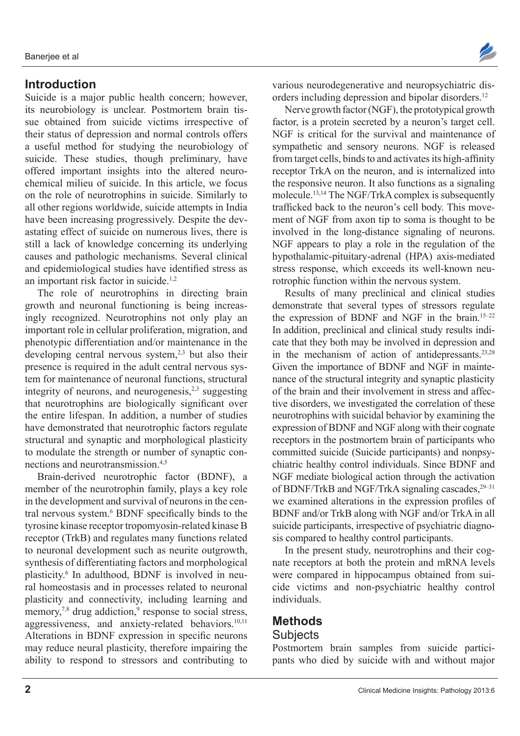## Introduction

Suicide is a major public health concern; however, its neurobiology is unclear. Postmortem brain tissue obtained from suicide victims irrespective of their status of depression and normal controls offers a useful method for studying the neurobiology of suicide. These studies, though preliminary, have offered important insights into the altered neurochemical milieu of suicide. In this article, we focus on the role of neurotrophins in suicide. Similarly to all other regions worldwide, suicide attempts in India have been increasing progressively. Despite the devastating effect of suicide on numerous lives, there is still a lack of knowledge concerning its underlying causes and pathologic mechanisms. Several clinical and epidemiological studies have identified stress as an important risk factor in suicide.[1,2]

The role of neurotrophins in directing brain growth and neuronal functioning is increasingly recognized. Neurotrophins not only play an important role in cellular proliferation, migration, and phenotypic differentiation and/or maintenance in the developing central nervous system,[2,3] but also their presence is required in the adult central nervous system for maintenance of neuronal functions, structural integrity of neurons, and neurogenesis,[2,3] suggesting that neurotrophins are biologically significant over the entire lifespan. In addition, a number of studies have demonstrated that neurotrophic factors regulate structural and synaptic and morphological plasticity to modulate the strength or number of synaptic connections and neurotransmission.[4,5]

Brain-derived neurotrophic factor (BDNF), a member of the neurotrophin family, plays a key role in the development and survival of neurons in the central nervous system.[6] BDNF specifically binds to the tyrosine kinase receptor tropomyosin-related kinase B receptor (TrkB) and regulates many functions related to neuronal development such as neurite outgrowth, synthesis of differentiating factors and morphological plasticity.[6] In adulthood, BDNF is involved in neural homeostasis and in processes related to neuronal plasticity and connectivity, including learning and memory,[7,8] drug addiction,[9] response to social stress, aggressiveness, and anxiety-related behaviors.[10,11] Alterations in BDNF expression in specific neurons may reduce neural plasticity, therefore impairing the ability to respond to stressors and contributing to various neurodegenerative and neuropsychiatric disorders including depression and bipolar disorders.[12]

Nerve growth factor (NGF), the prototypical growth factor, is a protein secreted by a neuron's target cell. NGF is critical for the survival and maintenance of sympathetic and sensory neurons. NGF is released from target cells, binds to and activates its high-affinity receptor TrkA on the neuron, and is internalized into the responsive neuron. It also functions as a signaling molecule.[13,14] The NGF/TrkA complex is subsequently trafficked back to the neuron's cell body. This movement of NGF from axon tip to soma is thought to be involved in the long-distance signaling of neurons. NGF appears to play a role in the regulation of the hypothalamic-pituitary-adrenal (HPA) axis-mediated stress response, which exceeds its well-known neurotrophic function within the nervous system.

Results of many preclinical and clinical studies demonstrate that several types of stressors regulate the expression of BDNF and NGF in the brain.[15–22] In addition, preclinical and clinical study results indicate that they both may be involved in depression and in the mechanism of action of antidepressants.[23,28] Given the importance of BDNF and NGF in maintenance of the structural integrity and synaptic plasticity of the brain and their involvement in stress and affective disorders, we investigated the correlation of these neurotrophins with suicidal behavior by examining the expression of BDNF and NGF along with their cognate receptors in the postmortem brain of participants who committed suicide (Suicide participants) and nonpsychiatric healthy control individuals. Since BDNF and NGF mediate biological action through the activation of BDNF/TrkB and NGF/TrkA signaling cascades,[29–31] we examined alterations in the expression profiles of BDNF and/or TrkB along with NGF and/or TrkA in all suicide participants, irrespective of psychiatric diagnosis compared to healthy control participants.

In the present study, neurotrophins and their cognate receptors at both the protein and mRNA levels were compared in hippocampus obtained from suicide victims and non-psychiatric healthy control individuals.

## Methods

### Subjects

Postmortem brain samples from suicide participants who died by suicide with and without major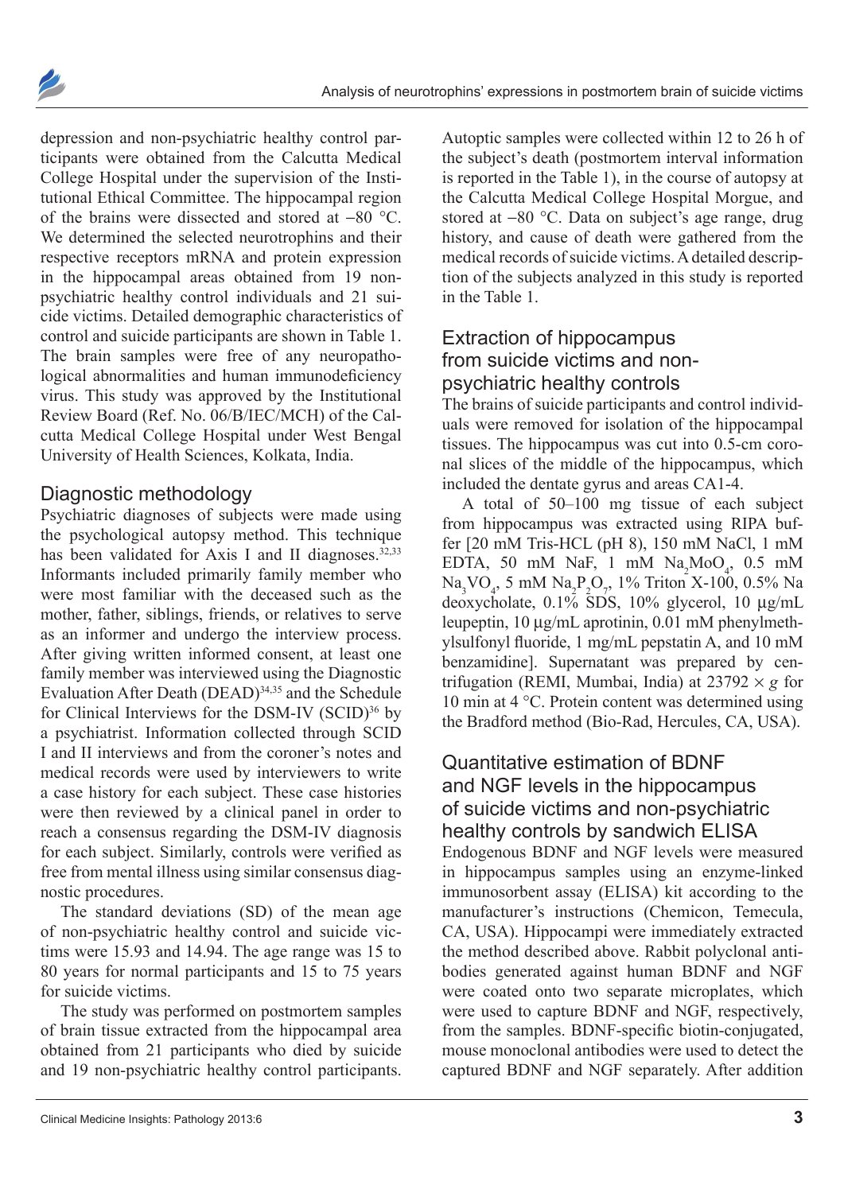depression and non-psychiatric healthy control participants were obtained from the Calcutta Medical College Hospital under the supervision of the Institutional Ethical Committee. The hippocampal region of the brains were dissected and stored at −80 °C. We determined the selected neurotrophins and their respective receptors mRNA and protein expression in the hippocampal areas obtained from 19 non-psychiatric healthy control individuals and 21 suicide victims. Detailed demographic characteristics of control and suicide participants are shown in Table 1. The brain samples were free of any neuropathological abnormalities and human immunodeficiency virus. This study was approved by the Institutional Review Board (Ref. No. 06/B/IEC/MCH) of the Calcutta Medical College Hospital under West Bengal University of Health Sciences, Kolkata, India.

## Diagnostic methodology

Psychiatric diagnoses of subjects were made using the psychological autopsy method. This technique has been validated for Axis I and II diagnoses.[32,33] Informants included primarily family member who were most familiar with the deceased such as the mother, father, siblings, friends, or relatives to serve as an informer and undergo the interview process. After giving written informed consent, at least one family member was interviewed using the Diagnostic Evaluation After Death (DEAD)[34,35] and the Schedule for Clinical Interviews for the DSM-IV (SCID)[36] by a psychiatrist. Information collected through SCID I and II interviews and from the coroner's notes and medical records were used by interviewers to write a case history for each subject. These case histories were then reviewed by a clinical panel in order to reach a consensus regarding the DSM-IV diagnosis for each subject. Similarly, controls were verified as free from mental illness using similar consensus diagnostic procedures.

The standard deviations (SD) of the mean age of non-psychiatric healthy control and suicide victims were 15.93 and 14.94. The age range was 15 to 80 years for normal participants and 15 to 75 years for suicide victims.

The study was performed on postmortem samples of brain tissue extracted from the hippocampal area obtained from 21 participants who died by suicide and 19 non-psychiatric healthy control participants. Autoptic samples were collected within 12 to 26 h of the subject's death (postmortem interval information is reported in the Table 1), in the course of autopsy at the Calcutta Medical College Hospital Morgue, and stored at −80 °C. Data on subject's age range, drug history, and cause of death were gathered from the medical records of suicide victims. A detailed description of the subjects analyzed in this study is reported in the Table 1.

## Extraction of hippocampus from suicide victims and non-psychiatric healthy controls

The brains of suicide participants and control individuals were removed for isolation of the hippocampal tissues. The hippocampus was cut into 0.5-cm coronal slices of the middle of the hippocampus, which included the dentate gyrus and areas CA1-4.

A total of 50–100 mg tissue of each subject from hippocampus was extracted using RIPA buffer [20 mM Tris-HCL (pH 8), 150 mM NaCl, 1 mM EDTA, 50 mM NaF, 1 mM $Na_2MoO_4$, 0.5 mM $Na_3VO_4$, 5 mM $Na_2P_2O_7$, 1% Triton X-100, 0.5% Na deoxycholate, 0.1% SDS, 10% glycerol, 10 μg/mL leupeptin, 10 μg/mL aprotinin, 0.01 mM phenylmethylsulfonyl fluoride, 1 mg/mL pepstatin A, and 10 mM benzamidine]. Supernatant was prepared by centrifugation (REMI, Mumbai, India) at 23792 × *g* for 10 min at 4 °C. Protein content was determined using the Bradford method (Bio-Rad, Hercules, CA, USA).

## Quantitative estimation of BDNF and NGF levels in the hippocampus of suicide victims and non-psychiatric healthy controls by sandwich ELISA

Endogenous BDNF and NGF levels were measured in hippocampus samples using an enzyme-linked immunosorbent assay (ELISA) kit according to the manufacturer's instructions (Chemicon, Temecula, CA, USA). Hippocampi were immediately extracted the method described above. Rabbit polyclonal antibodies generated against human BDNF and NGF were coated onto two separate microplates, which were used to capture BDNF and NGF, respectively, from the samples. BDNF-specific biotin-conjugated, mouse monoclonal antibodies were used to detect the captured BDNF and NGF separately. After addition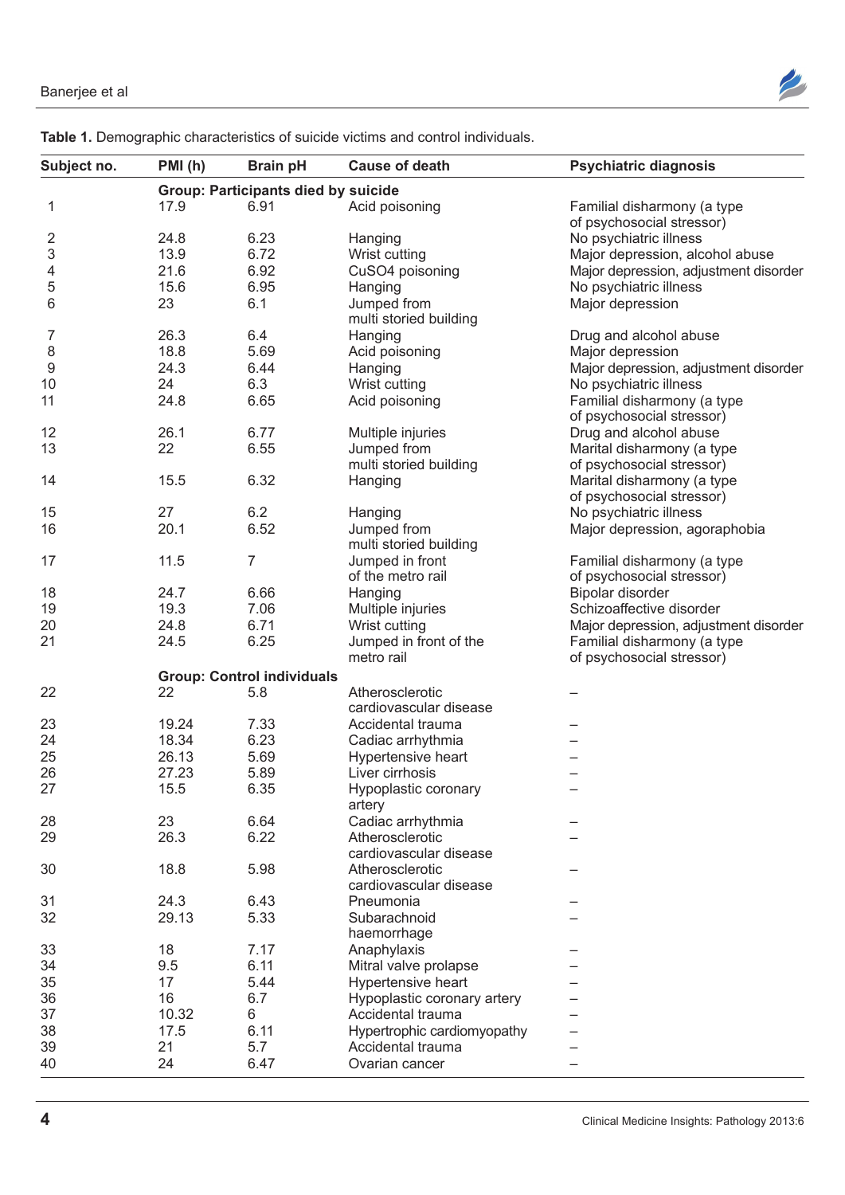**Table 1.** Demographic characteristics of suicide victims and control individuals.

| Subject no. | PMI (h) | Brain pH | Cause of death | Psychiatric diagnosis |
|---|---|---|---|---|
| | **Group: Participants died by suicide** | | | |
| 1 | 17.9 | 6.91 | Acid poisoning | Familial disharmony (a type of psychosocial stressor) |
| 2 | 24.8 | 6.23 | Hanging | No psychiatric illness |
| 3 | 13.9 | 6.72 | Wrist cutting | Major depression, alcohol abuse |
| 4 | 21.6 | 6.92 | $CuSO_4$ poisoning | Major depression, adjustment disorder |
| 5 | 15.6 | 6.95 | Hanging | No psychiatric illness |
| 6 | 23 | 6.1 | Jumped from multi storied building | Major depression |
| 7 | 26.3 | 6.4 | Hanging | Drug and alcohol abuse |
| 8 | 18.8 | 5.69 | Acid poisoning | Major depression |
| 9 | 24.3 | 6.44 | Hanging | Major depression, adjustment disorder |
| 10 | 24 | 6.3 | Wrist cutting | No psychiatric illness |
| 11 | 24.8 | 6.65 | Acid poisoning | Familial disharmony (a type of psychosocial stressor) |
| 12 | 26.1 | 6.77 | Multiple injuries | Drug and alcohol abuse |
| 13 | 22 | 6.55 | Jumped from multi storied building | Marital disharmony (a type of psychosocial stressor) |
| 14 | 15.5 | 6.32 | Hanging | Marital disharmony (a type of psychosocial stressor) |
| 15 | 27 | 6.2 | Hanging | No psychiatric illness |
| 16 | 20.1 | 6.52 | Jumped from multi storied building | Major depression, agoraphobia |
| 17 | 11.5 | 7 | Jumped in front of the metro rail | Familial disharmony (a type of psychosocial stressor) |
| 18 | 24.7 | 6.66 | Hanging | Bipolar disorder |
| 19 | 19.3 | 7.06 | Multiple injuries | Schizoaffective disorder |
| 20 | 24.8 | 6.71 | Wrist cutting | Major depression, adjustment disorder |
| 21 | 24.5 | 6.25 | Jumped in front of the metro rail | Familial disharmony (a type of psychosocial stressor) |
| | **Group: Control individuals** | | | |
| 22 | 22 | 5.8 | Atherosclerotic cardiovascular disease | – |
| 23 | 19.24 | 7.33 | Accidental trauma | – |
| 24 | 18.34 | 6.23 | Cadiac arrhythmia | – |
| 25 | 26.13 | 5.69 | Hypertensive heart | – |
| 26 | 27.23 | 5.89 | Liver cirrhosis | – |
| 27 | 15.5 | 6.35 | Hypoplastic coronary artery | – |
| 28 | 23 | 6.64 | Cadiac arrhythmia | – |
| 29 | 26.3 | 6.22 | Atherosclerotic cardiovascular disease | – |
| 30 | 18.8 | 5.98 | Atherosclerotic cardiovascular disease | – |
| 31 | 24.3 | 6.43 | Pneumonia | – |
| 32 | 29.13 | 5.33 | Subarachnoid haemorrhage | – |
| 33 | 18 | 7.17 | Anaphylaxis | – |
| 34 | 9.5 | 6.11 | Mitral valve prolapse | – |
| 35 | 17 | 5.44 | Hypertensive heart | – |
| 36 | 16 | 6.7 | Hypoplastic coronary artery | – |
| 37 | 10.32 | 6 | Accidental trauma | – |
| 38 | 17.5 | 6.11 | Hypertrophic cardiomyopathy | – |
| 39 | 21 | 5.7 | Accidental trauma | – |
| 40 | 24 | 6.47 | Ovarian cancer | – |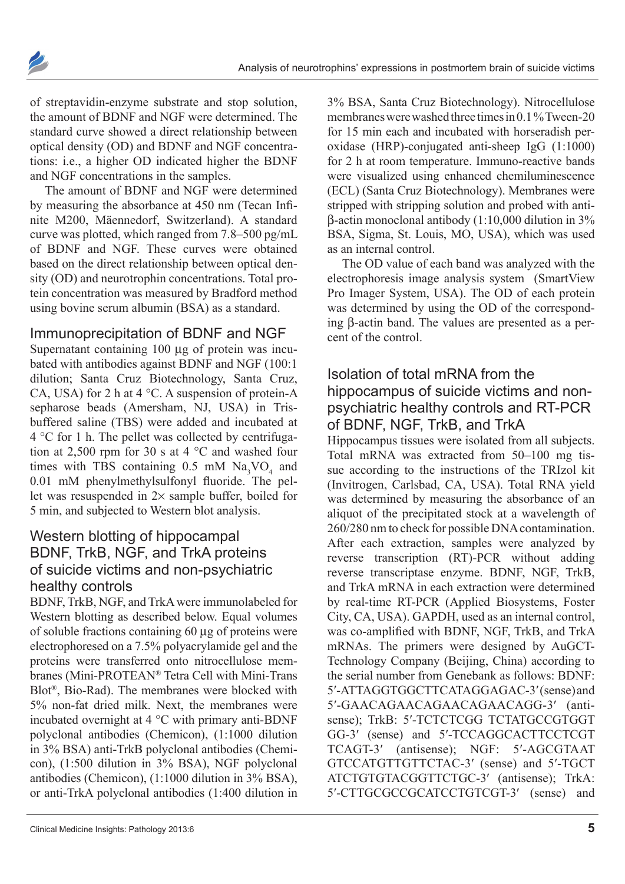of streptavidin-enzyme substrate and stop solution, the amount of BDNF and NGF were determined. The standard curve showed a direct relationship between optical density (OD) and BDNF and NGF concentrations: i.e., a higher OD indicated higher the BDNF and NGF concentrations in the samples.

The amount of BDNF and NGF were determined by measuring the absorbance at 450 nm (Tecan Infinite M200, Mäennedorf, Switzerland). A standard curve was plotted, which ranged from 7.8–500 pg/mL of BDNF and NGF. These curves were obtained based on the direct relationship between optical density (OD) and neurotrophin concentrations. Total protein concentration was measured by Bradford method using bovine serum albumin (BSA) as a standard.

## Immunoprecipitation of BDNF and NGF

Supernatant containing 100 µg of protein was incubated with antibodies against BDNF and NGF (100:1 dilution; Santa Cruz Biotechnology, Santa Cruz, CA, USA) for 2 h at 4 °C. A suspension of protein-A sepharose beads (Amersham, NJ, USA) in Tris-buffered saline (TBS) were added and incubated at 4 °C for 1 h. The pellet was collected by centrifugation at 2,500 rpm for 30 s at 4 °C and washed four times with TBS containing 0.5 mM $Na_3VO_4$ and 0.01 mM phenylmethylsulfonyl fluoride. The pellet was resuspended in 2× sample buffer, boiled for 5 min, and subjected to Western blot analysis.

## Western blotting of hippocampal BDNF, TrkB, NGF, and TrkA proteins of suicide victims and non-psychiatric healthy controls

BDNF, TrkB, NGF, and TrkA were immunolabeled for Western blotting as described below. Equal volumes of soluble fractions containing 60 µg of proteins were electrophoresed on a 7.5% polyacrylamide gel and the proteins were transferred onto nitrocellulose membranes (Mini-PROTEAN® Tetra Cell with Mini-Trans Blot®, Bio-Rad). The membranes were blocked with 5% non-fat dried milk. Next, the membranes were incubated overnight at 4 °C with primary anti-BDNF polyclonal antibodies (Chemicon), (1:1000 dilution in 3% BSA) anti-TrkB polyclonal antibodies (Chemicon), (1:500 dilution in 3% BSA), NGF polyclonal antibodies (Chemicon), (1:1000 dilution in 3% BSA), or anti-TrkA polyclonal antibodies (1:400 dilution in 3% BSA, Santa Cruz Biotechnology). Nitrocellulose membranes were washed three times in 0.1% Tween-20 for 15 min each and incubated with horseradish peroxidase (HRP)-conjugated anti-sheep IgG (1:1000) for 2 h at room temperature. Immuno-reactive bands were visualized using enhanced chemiluminescence (ECL) (Santa Cruz Biotechnology). Membranes were stripped with stripping solution and probed with anti-β-actin monoclonal antibody (1:10,000 dilution in 3% BSA, Sigma, St. Louis, MO, USA), which was used as an internal control.

The OD value of each band was analyzed with the electrophoresis image analysis system (SmartView Pro Imager System, USA). The OD of each protein was determined by using the OD of the corresponding β-actin band. The values are presented as a percent of the control.

## Isolation of total mRNA from the hippocampus of suicide victims and non-psychiatric healthy controls and RT-PCR of BDNF, NGF, TrkB, and TrkA

Hippocampus tissues were isolated from all subjects. Total mRNA was extracted from 50–100 mg tissue according to the instructions of the TRIzol kit (Invitrogen, Carlsbad, CA, USA). Total RNA yield was determined by measuring the absorbance of an aliquot of the precipitated stock at a wavelength of 260/280 nm to check for possible DNA contamination. After each extraction, samples were analyzed by reverse transcription (RT)-PCR without adding reverse transcriptase enzyme. BDNF, NGF, TrkB, and TrkA mRNA in each extraction were determined by real-time RT-PCR (Applied Biosystems, Foster City, CA, USA). GAPDH, used as an internal control, was co-amplified with BDNF, NGF, TrkB, and TrkA mRNAs. The primers were designed by AuGCT-Technology Company (Beijing, China) according to the serial number from Genebank as follows: BDNF: 5′-ATTAGGTGGCTTCATAGGAGAC-3′ (sense) and 5′-GAACAGAACAGAACAGAACAGG-3′ (antisense); TrkB: 5′-TCTCTCGG TCTATGCCGTGGT GG-3′ (sense) and 5′-TCCAGGCACTTCCTCGT TCAGT-3′ (antisense); NGF: 5′-AGCGTAAT GTCCATGTTGTTCTAC-3′ (sense) and 5′-TGCT ATCTGTGTACGGTTCTGC-3′ (antisense); TrkA: 5′-CTTGCGCCGCATCCTGTCGT-3′ (sense) and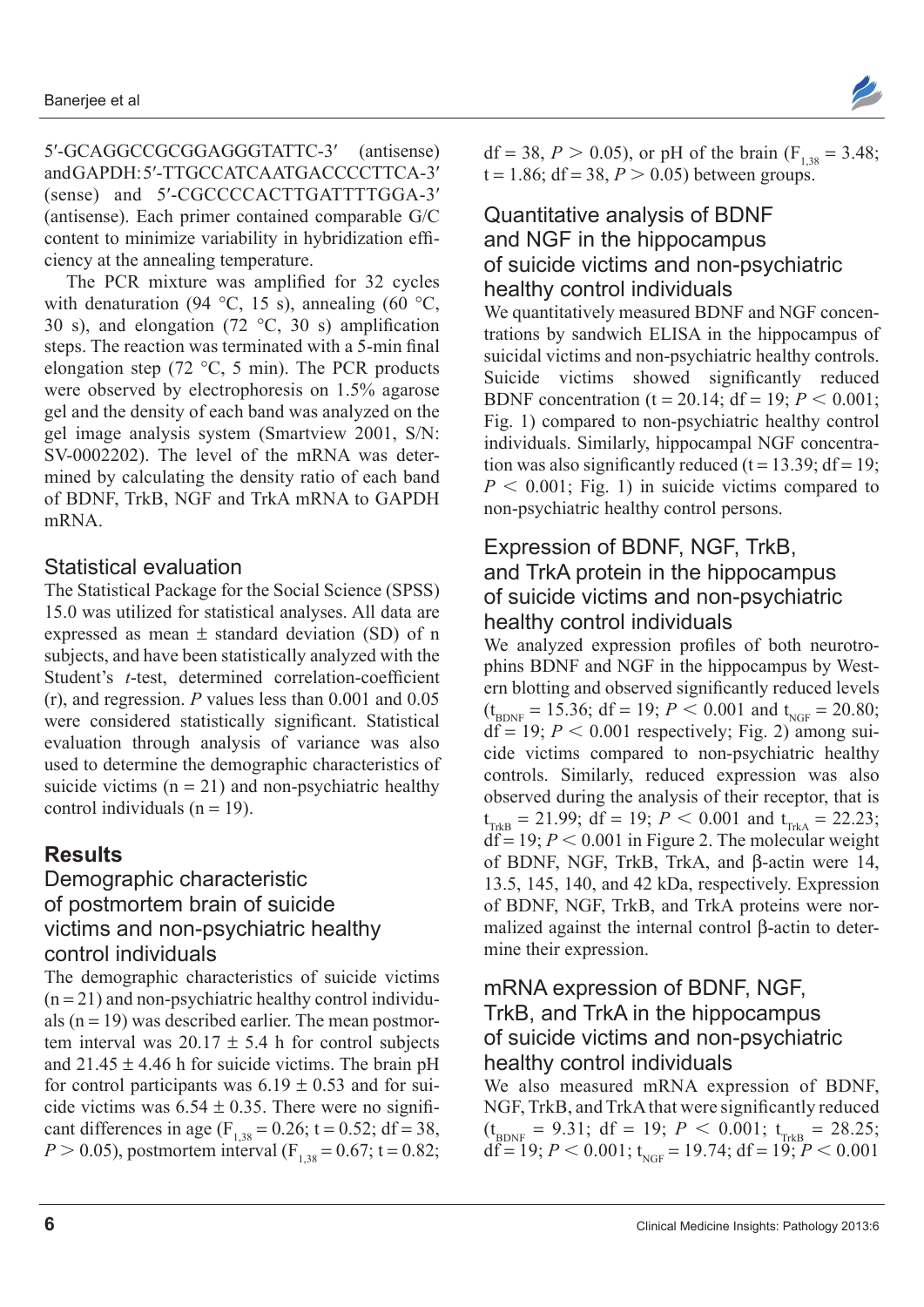5′-GCAGGCCGCGGAGGGTATTC-3′ (antisense) and GAPDH: 5′-TTGCCATCAATGACCCCTTCA-3′ (sense) and 5′-CGCCCCACTTGATTTTGGA-3′ (antisense). Each primer contained comparable G/C content to minimize variability in hybridization efficiency at the annealing temperature.

The PCR mixture was amplified for 32 cycles with denaturation (94 °C, 15 s), annealing (60 °C, 30 s), and elongation (72 °C, 30 s) amplification steps. The reaction was terminated with a 5-min final elongation step (72 °C, 5 min). The PCR products were observed by electrophoresis on 1.5% agarose gel and the density of each band was analyzed on the gel image analysis system (Smartview 2001, S/N: SV-0002202). The level of the mRNA was determined by calculating the density ratio of each band of BDNF, TrkB, NGF and TrkA mRNA to GAPDH mRNA.

## Statistical evaluation

The Statistical Package for the Social Science (SPSS) 15.0 was utilized for statistical analyses. All data are expressed as mean ± standard deviation (SD) of n subjects, and have been statistically analyzed with the Student's *t*-test, determined correlation-coefficient (r), and regression. *P* values less than 0.001 and 0.05 were considered statistically significant. Statistical evaluation through analysis of variance was also used to determine the demographic characteristics of suicide victims (n = 21) and non-psychiatric healthy control individuals (n = 19).

# Results

## Demographic characteristic of postmortem brain of suicide victims and non-psychiatric healthy control individuals

The demographic characteristics of suicide victims (n = 21) and non-psychiatric healthy control individuals (n = 19) was described earlier. The mean postmortem interval was 20.17 ± 5.4 h for control subjects and 21.45 ± 4.46 h for suicide victims. The brain pH for control participants was 6.19 ± 0.53 and for suicide victims was 6.54 ± 0.35. There were no significant differences in age ($F_{1,38} = 0.26$; t = 0.52; df = 38, $P > 0.05$), postmortem interval ($F_{1,38} = 0.67$; t = 0.82; df = 38, $P > 0.05$), or pH of the brain ($F_{1,38} = 3.48$; t = 1.86; df = 38, $P > 0.05$) between groups.

## Quantitative analysis of BDNF and NGF in the hippocampus of suicide victims and non-psychiatric healthy control individuals

We quantitatively measured BDNF and NGF concentrations by sandwich ELISA in the hippocampus of suicidal victims and non-psychiatric healthy controls. Suicide victims showed significantly reduced BDNF concentration (t = 20.14; df = 19; $P < 0.001$; Fig. 1) compared to non-psychiatric healthy control individuals. Similarly, hippocampal NGF concentration was also significantly reduced (t = 13.39; df = 19; $P < 0.001$; Fig. 1) in suicide victims compared to non-psychiatric healthy control persons.

## Expression of BDNF, NGF, TrkB, and TrkA protein in the hippocampus of suicide victims and non-psychiatric healthy control individuals

We analyzed expression profiles of both neurotrophins BDNF and NGF in the hippocampus by Western blotting and observed significantly reduced levels ($t_{BDNF} = 15.36$; df = 19; $P < 0.001$ and $t_{NGF} = 20.80$; df = 19; $P < 0.001$ respectively; Fig. 2) among suicide victims compared to non-psychiatric healthy controls. Similarly, reduced expression was also observed during the analysis of their receptor, that is $t_{TrkB} = 21.99$; df = 19; $P < 0.001$ and $t_{TrkA} = 22.23$; df = 19; $P < 0.001$ in Figure 2. The molecular weight of BDNF, NGF, TrkB, TrkA, and β-actin were 14, 13.5, 145, 140, and 42 kDa, respectively. Expression of BDNF, NGF, TrkB, and TrkA proteins were normalized against the internal control β-actin to determine their expression.

## mRNA expression of BDNF, NGF, TrkB, and TrkA in the hippocampus of suicide victims and non-psychiatric healthy control individuals

We also measured mRNA expression of BDNF, NGF, TrkB, and TrkA that were significantly reduced ($t_{BDNF} = 9.31$; df = 19; $P < 0.001$; $t_{TrkB} = 28.25$; df = 19; $P < 0.001$; $t_{NGF} = 19.74$; df = 19; $P < 0.001$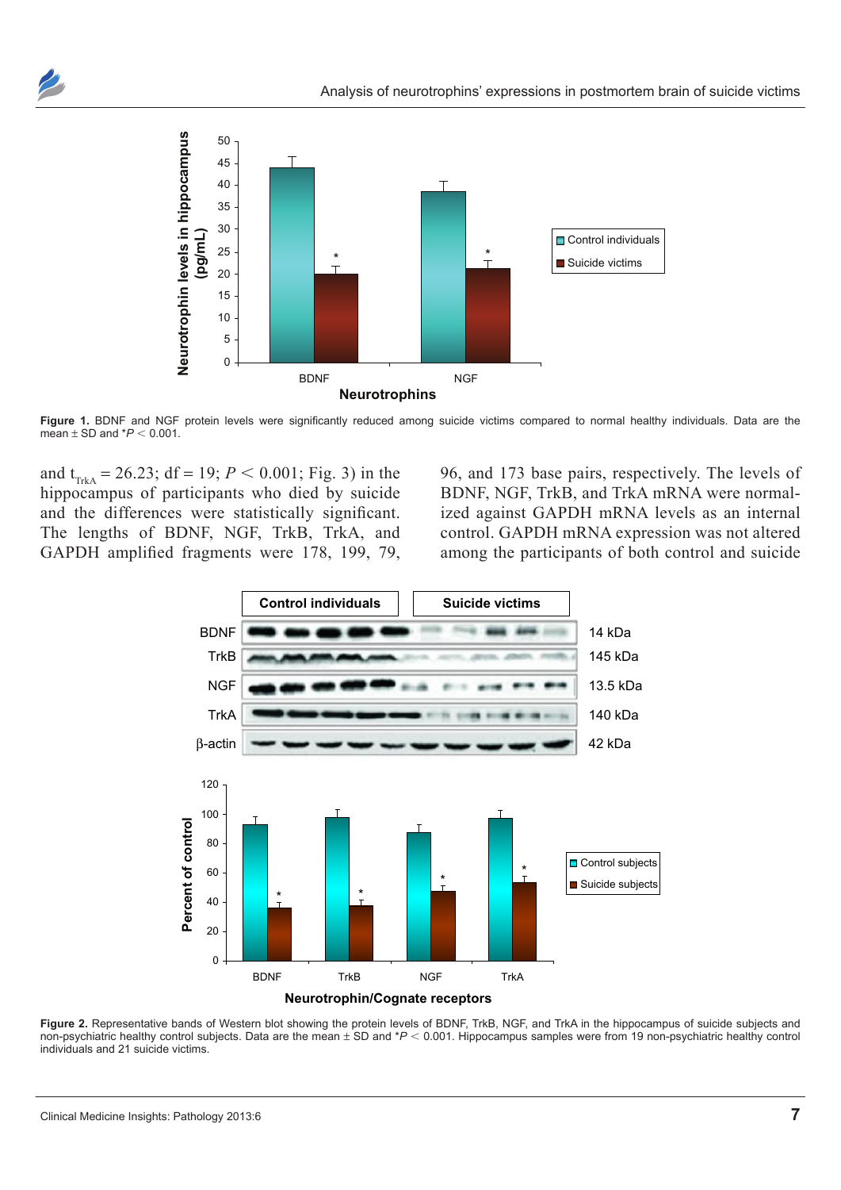Figure 1. BDNF and NGF protein levels were significantly reduced among suicide victims compared to normal healthy individuals. Data are the mean ± SD and *$P < 0.001$.

and $t_{TrkA} = 26.23$; df = 19; $P < 0.001$; Fig. 3) in the hippocampus of participants who died by suicide and the differences were statistically significant. The lengths of BDNF, NGF, TrkB, TrkA, and GAPDH amplified fragments were 178, 199, 79, 96, and 173 base pairs, respectively. The levels of BDNF, NGF, TrkB, and TrkA mRNA were normalized against GAPDH mRNA levels as an internal control. GAPDH mRNA expression was not altered among the participants of both control and suicide

Figure 2. Representative bands of Western blot showing the protein levels of BDNF, TrkB, NGF, and TrkA in the hippocampus of suicide subjects and non-psychiatric healthy control subjects. Data are the mean ± SD and *$P < 0.001$. Hippocampus samples were from 19 non-psychiatric healthy control individuals and 21 suicide victims.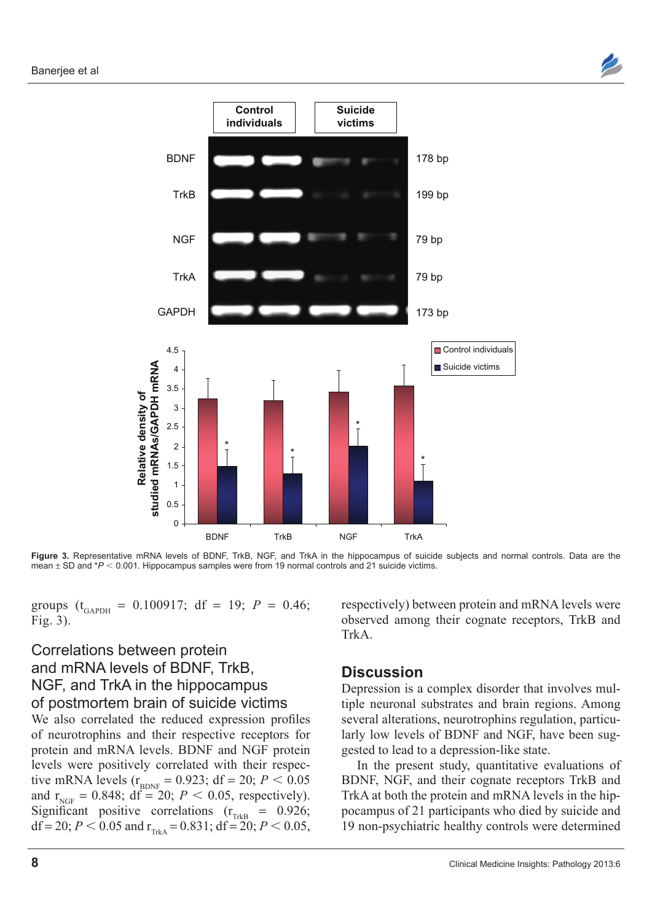**Figure 3.** Representative mRNA levels of BDNF, TrkB, NGF, and TrkA in the hippocampus of suicide subjects and normal controls. Data are the mean ± SD and $^*P < 0.001$. Hippocampus samples were from 19 normal controls and 21 suicide victims.

groups ($t_{GAPDH} = 0.100917$; df = 19; $P = 0.46$; Fig. 3).

### Correlations between protein and mRNA levels of BDNF, TrkB, NGF, and TrkA in the hippocampus of postmortem brain of suicide victims

We also correlated the reduced expression profiles of neurotrophins and their respective receptors for protein and mRNA levels. BDNF and NGF protein levels were positively correlated with their respective mRNA levels ($r_{BDNF} = 0.923$; df = 20; $P < 0.05$ and $r_{NGF} = 0.848$; df = 20; $P < 0.05$, respectively). Significant positive correlations ($r_{TrkB} = 0.926$; df = 20; $P < 0.05$ and $r_{TrkA} = 0.831$; df = 20; $P < 0.05$, respectively) between protein and mRNA levels were observed among their cognate receptors, TrkB and TrkA.

## Discussion

Depression is a complex disorder that involves multiple neuronal substrates and brain regions. Among several alterations, neurotrophins regulation, particularly low levels of BDNF and NGF, have been suggested to lead to a depression-like state.

In the present study, quantitative evaluations of BDNF, NGF, and their cognate receptors TrkB and TrkA at both the protein and mRNA levels in the hippocampus of 21 participants who died by suicide and 19 non-psychiatric healthy controls were determined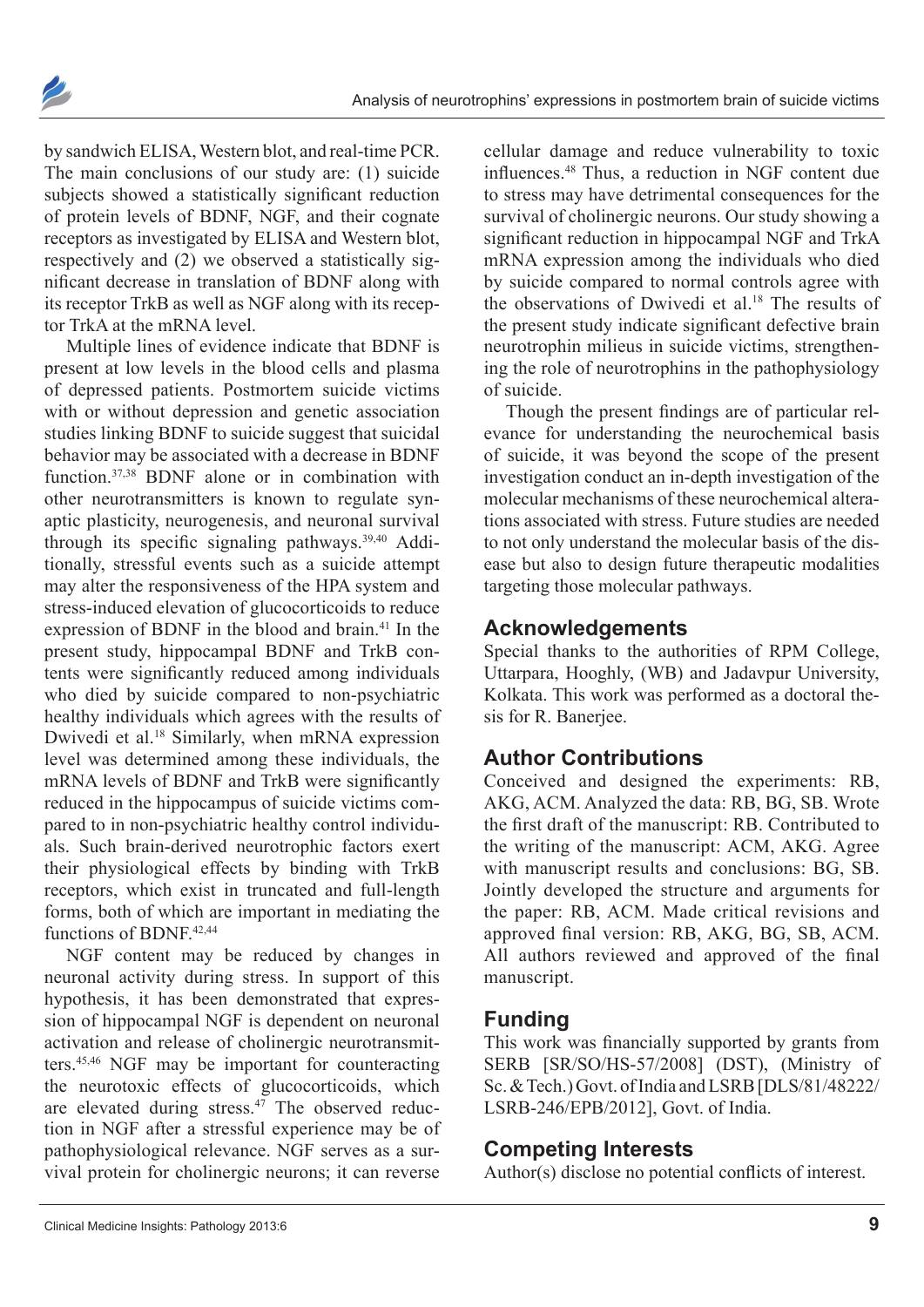by sandwich ELISA, Western blot, and real-time PCR. The main conclusions of our study are: (1) suicide subjects showed a statistically significant reduction of protein levels of BDNF, NGF, and their cognate receptors as investigated by ELISA and Western blot, respectively and (2) we observed a statistically significant decrease in translation of BDNF along with its receptor TrkB as well as NGF along with its receptor TrkA at the mRNA level.

Multiple lines of evidence indicate that BDNF is present at low levels in the blood cells and plasma of depressed patients. Postmortem suicide victims with or without depression and genetic association studies linking BDNF to suicide suggest that suicidal behavior may be associated with a decrease in BDNF function.[37,38] BDNF alone or in combination with other neurotransmitters is known to regulate synaptic plasticity, neurogenesis, and neuronal survival through its specific signaling pathways.[39,40] Additionally, stressful events such as a suicide attempt may alter the responsiveness of the HPA system and stress-induced elevation of glucocorticoids to reduce expression of BDNF in the blood and brain.[41] In the present study, hippocampal BDNF and TrkB contents were significantly reduced among individuals who died by suicide compared to non-psychiatric healthy individuals which agrees with the results of Dwivedi et al.[18] Similarly, when mRNA expression level was determined among these individuals, the mRNA levels of BDNF and TrkB were significantly reduced in the hippocampus of suicide victims compared to in non-psychiatric healthy control individuals. Such brain-derived neurotrophic factors exert their physiological effects by binding with TrkB receptors, which exist in truncated and full-length forms, both of which are important in mediating the functions of BDNF.[42,44]

NGF content may be reduced by changes in neuronal activity during stress. In support of this hypothesis, it has been demonstrated that expression of hippocampal NGF is dependent on neuronal activation and release of cholinergic neurotransmitters.[45,46] NGF may be important for counteracting the neurotoxic effects of glucocorticoids, which are elevated during stress.[47] The observed reduction in NGF after a stressful experience may be of pathophysiological relevance. NGF serves as a survival protein for cholinergic neurons; it can reverse cellular damage and reduce vulnerability to toxic influences.[48] Thus, a reduction in NGF content due to stress may have detrimental consequences for the survival of cholinergic neurons. Our study showing a significant reduction in hippocampal NGF and TrkA mRNA expression among the individuals who died by suicide compared to normal controls agree with the observations of Dwivedi et al.[18] The results of the present study indicate significant defective brain neurotrophin milieus in suicide victims, strengthening the role of neurotrophins in the pathophysiology of suicide.

Though the present findings are of particular relevance for understanding the neurochemical basis of suicide, it was beyond the scope of the present investigation conduct an in-depth investigation of the molecular mechanisms of these neurochemical alterations associated with stress. Future studies are needed to not only understand the molecular basis of the disease but also to design future therapeutic modalities targeting those molecular pathways.

## Acknowledgements

Special thanks to the authorities of RPM College, Uttarpara, Hooghly, (WB) and Jadavpur University, Kolkata. This work was performed as a doctoral thesis for R. Banerjee.

## Author Contributions

Conceived and designed the experiments: RB, AKG, ACM. Analyzed the data: RB, BG, SB. Wrote the first draft of the manuscript: RB. Contributed to the writing of the manuscript: ACM, AKG. Agree with manuscript results and conclusions: BG, SB. Jointly developed the structure and arguments for the paper: RB, ACM. Made critical revisions and approved final version: RB, AKG, BG, SB, ACM. All authors reviewed and approved of the final manuscript.

## Funding

This work was financially supported by grants from SERB [SR/SO/HS-57/2008] (DST), (Ministry of Sc. & Tech.) Govt. of India and LSRB [DLS/81/48222/LSRB-246/EPB/2012], Govt. of India.

## Competing Interests

Author(s) disclose no potential conflicts of interest.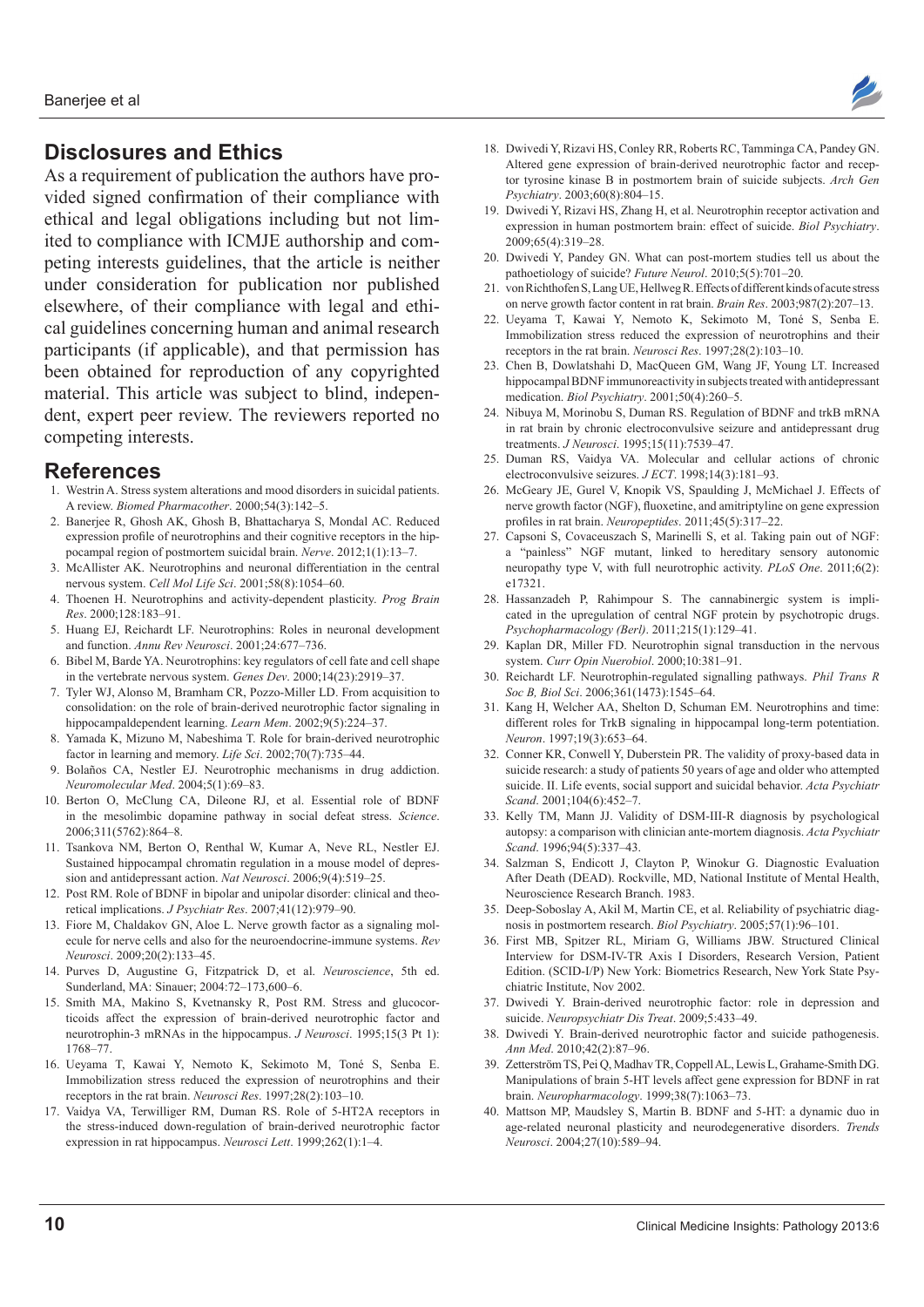## Disclosures and Ethics

As a requirement of publication the authors have provided signed confirmation of their compliance with ethical and legal obligations including but not limited to compliance with ICMJE authorship and competing interests guidelines, that the article is neither under consideration for publication nor published elsewhere, of their compliance with legal and ethical guidelines concerning human and animal research participants (if applicable), and that permission has been obtained for reproduction of any copyrighted material. This article was subject to blind, independent, expert peer review. The reviewers reported no competing interests.

## References

1. Westrin A. Stress system alterations and mood disorders in suicidal patients. A review. *Biomed Pharmacother*. 2000;54(3):142–5.
2. Banerjee R, Ghosh AK, Ghosh B, Bhattacharya S, Mondal AC. Reduced expression profile of neurotrophins and their cognitive receptors in the hippocampal region of postmortem suicidal brain. *Nerve*. 2012;1(1):13–7.
3. McAllister AK. Neurotrophins and neuronal differentiation in the central nervous system. *Cell Mol Life Sci*. 2001;58(8):1054–60.
4. Thoenen H. Neurotrophins and activity-dependent plasticity. *Prog Brain Res*. 2000;128:183–91.
5. Huang EJ, Reichardt LF. Neurotrophins: Roles in neuronal development and function. *Annu Rev Neurosci*. 2001;24:677–736.
6. Bibel M, Barde YA. Neurotrophins: key regulators of cell fate and cell shape in the vertebrate nervous system. *Genes Dev*. 2000;14(23):2919–37.
7. Tyler WJ, Alonso M, Bramham CR, Pozzo-Miller LD. From acquisition to consolidation: on the role of brain-derived neurotrophic factor signaling in hippocampaldependent learning. *Learn Mem*. 2002;9(5):224–37.
8. Yamada K, Mizuno M, Nabeshima T. Role for brain-derived neurotrophic factor in learning and memory. *Life Sci*. 2002;70(7):735–44.
9. Bolaños CA, Nestler EJ. Neurotrophic mechanisms in drug addiction. *Neuromolecular Med*. 2004;5(1):69–83.
10. Berton O, McClung CA, Dileone RJ, et al. Essential role of BDNF in the mesolimbic dopamine pathway in social defeat stress. *Science*. 2006;311(5762):864–8.
11. Tsankova NM, Berton O, Renthal W, Kumar A, Neve RL, Nestler EJ. Sustained hippocampal chromatin regulation in a mouse model of depression and antidepressant action. *Nat Neurosci*. 2006;9(4):519–25.
12. Post RM. Role of BDNF in bipolar and unipolar disorder: clinical and theoretical implications. *J Psychiatr Res*. 2007;41(12):979–90.
13. Fiore M, Chaldakov GN, Aloe L. Nerve growth factor as a signaling molecule for nerve cells and also for the neuroendocrine-immune systems. *Rev Neurosci*. 2009;20(2):133–45.
14. Purves D, Augustine G, Fitzpatrick D, et al. *Neuroscience*, 5th ed. Sunderland, MA: Sinauer; 2004:72–173,600–6.
15. Smith MA, Makino S, Kvetnansky R, Post RM. Stress and glucocorticoids affect the expression of brain-derived neurotrophic factor and neurotrophin-3 mRNAs in the hippocampus. *J Neurosci*. 1995;15(3 Pt 1): 1768–77.
16. Ueyama T, Kawai Y, Nemoto K, Sekimoto M, Toné S, Senba E. Immobilization stress reduced the expression of neurotrophins and their receptors in the rat brain. *Neurosci Res*. 1997;28(2):103–10.
17. Vaidya VA, Terwilliger RM, Duman RS. Role of 5-HT2A receptors in the stress-induced down-regulation of brain-derived neurotrophic factor expression in rat hippocampus. *Neurosci Lett*. 1999;262(1):1–4.
18. Dwivedi Y, Rizavi HS, Conley RR, Roberts RC, Tamminga CA, Pandey GN. Altered gene expression of brain-derived neurotrophic factor and receptor tyrosine kinase B in postmortem brain of suicide subjects. *Arch Gen Psychiatry*. 2003;60(8):804–15.
19. Dwivedi Y, Rizavi HS, Zhang H, et al. Neurotrophin receptor activation and expression in human postmortem brain: effect of suicide. *Biol Psychiatry*. 2009;65(4):319–28.
20. Dwivedi Y, Pandey GN. What can post-mortem studies tell us about the pathoetiology of suicide? *Future Neurol*. 2010;5(5):701–20.
21. von Richthofen S, Lang UE, Hellweg R. Effects of different kinds of acute stress on nerve growth factor content in rat brain. *Brain Res*. 2003;987(2):207–13.
22. Ueyama T, Kawai Y, Nemoto K, Sekimoto M, Toné S, Senba E. Immobilization stress reduced the expression of neurotrophins and their receptors in the rat brain. *Neurosci Res*. 1997;28(2):103–10.
23. Chen B, Dowlatshahi D, MacQueen GM, Wang JF, Young LT. Increased hippocampal BDNF immunoreactivity in subjects treated with antidepressant medication. *Biol Psychiatry*. 2001;50(4):260–5.
24. Nibuya M, Morinobu S, Duman RS. Regulation of BDNF and trkB mRNA in rat brain by chronic electroconvulsive seizure and antidepressant drug treatments. *J Neurosci*. 1995;15(11):7539–47.
25. Duman RS, Vaidya VA. Molecular and cellular actions of chronic electroconvulsive seizures. *J ECT*. 1998;14(3):181–93.
26. McGeary JE, Gurel V, Knopik VS, Spaulding J, McMichael J. Effects of nerve growth factor (NGF), fluoxetine, and amitriptyline on gene expression profiles in rat brain. *Neuropeptides*. 2011;45(5):317–22.
27. Capsoni S, Covaceuszach S, Marinelli S, et al. Taking pain out of NGF: a "painless" NGF mutant, linked to hereditary sensory autonomic neuropathy type V, with full neurotrophic activity. *PLoS One*. 2011;6(2): e17321.
28. Hassanzadeh P, Rahimpour S. The cannabinergic system is implicated in the upregulation of central NGF protein by psychotropic drugs. *Psychopharmacology (Berl)*. 2011;215(1):129–41.
29. Kaplan DR, Miller FD. Neurotrophin signal transduction in the nervous system. *Curr Opin Nuerobiol*. 2000;10:381–91.
30. Reichardt LF. Neurotrophin-regulated signalling pathways. *Phil Trans R Soc B, Biol Sci*. 2006;361(1473):1545–64.
31. Kang H, Welcher AA, Shelton D, Schuman EM. Neurotrophins and time: different roles for TrkB signaling in hippocampal long-term potentiation. *Neuron*. 1997;19(3):653–64.
32. Conner KR, Conwell Y, Duberstein PR. The validity of proxy-based data in suicide research: a study of patients 50 years of age and older who attempted suicide. II. Life events, social support and suicidal behavior. *Acta Psychiatr Scand*. 2001;104(6):452–7.
33. Kelly TM, Mann JJ. Validity of DSM-III-R diagnosis by psychological autopsy: a comparison with clinician ante-mortem diagnosis. *Acta Psychiatr Scand*. 1996;94(5):337–43.
34. Salzman S, Endicott J, Clayton P, Winokur G. Diagnostic Evaluation After Death (DEAD). Rockville, MD, National Institute of Mental Health, Neuroscience Research Branch. 1983.
35. Deep-Soboslay A, Akil M, Martin CE, et al. Reliability of psychiatric diagnosis in postmortem research. *Biol Psychiatry*. 2005;57(1):96–101.
36. First MB, Spitzer RL, Miriam G, Williams JBW. Structured Clinical Interview for DSM-IV-TR Axis I Disorders, Research Version, Patient Edition. (SCID-I/P) New York: Biometrics Research, New York State Psychiatric Institute, Nov 2002.
37. Dwivedi Y. Brain-derived neurotrophic factor: role in depression and suicide. *Neuropsychiatr Dis Treat*. 2009;5:433–49.
38. Dwivedi Y. Brain-derived neurotrophic factor and suicide pathogenesis. *Ann Med*. 2010;42(2):87–96.
39. Zetterström TS, Pei Q, Madhav TR, Coppell AL, Lewis L, Grahame-Smith DG. Manipulations of brain 5-HT levels affect gene expression for BDNF in rat brain. *Neuropharmacology*. 1999;38(7):1063–73.
40. Mattson MP, Maudsley S, Martin B. BDNF and 5-HT: a dynamic duo in age-related neuronal plasticity and neurodegenerative disorders. *Trends Neurosci*. 2004;27(10):589–94.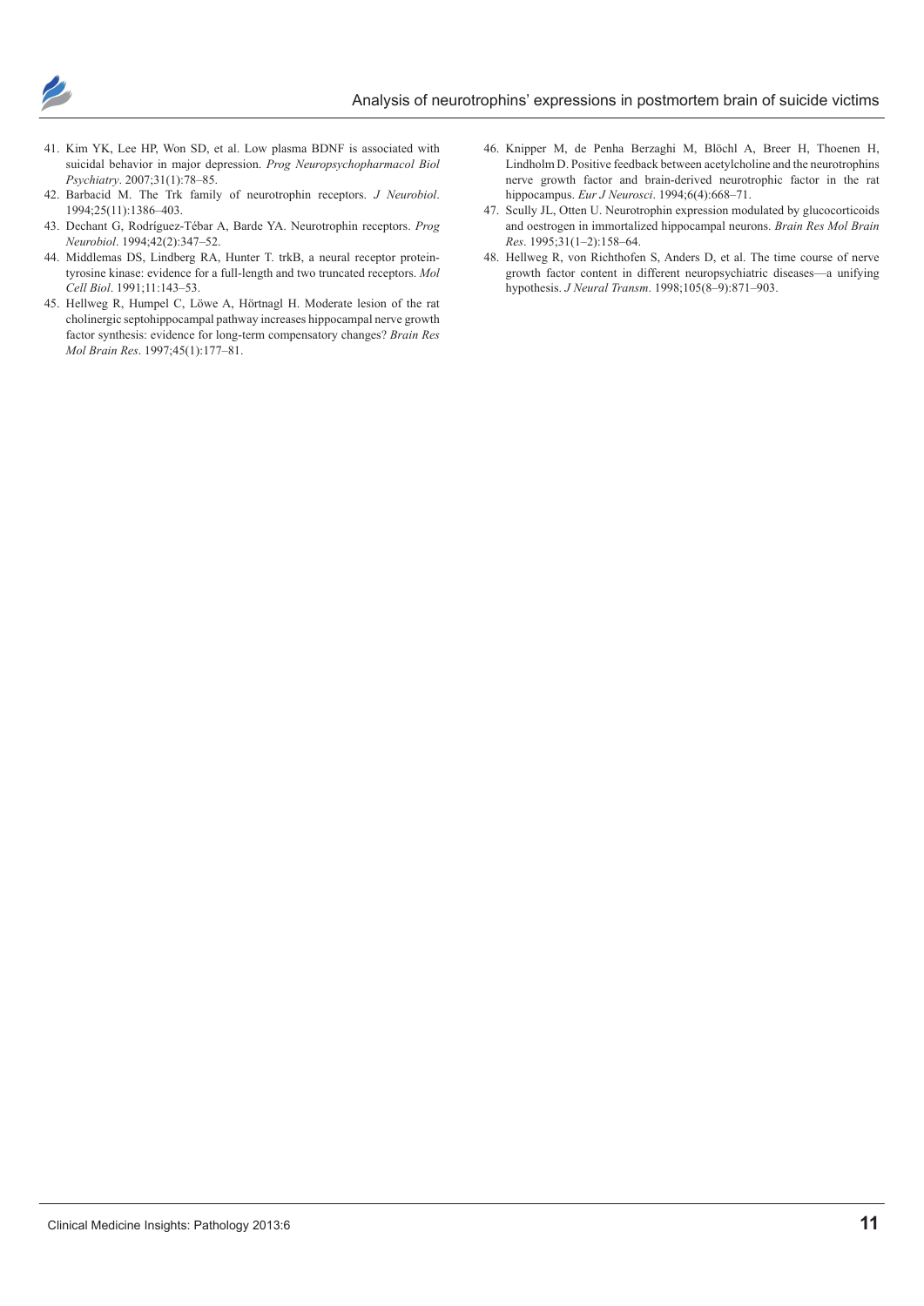41. Kim YK, Lee HP, Won SD, et al. Low plasma BDNF is associated with suicidal behavior in major depression. *Prog Neuropsychopharmacol Biol Psychiatry*. 2007;31(1):78–85.
42. Barbacid M. The Trk family of neurotrophin receptors. *J Neurobiol*. 1994;25(11):1386–403.
43. Dechant G, Rodríguez-Tébar A, Barde YA. Neurotrophin receptors. *Prog Neurobiol*. 1994;42(2):347–52.
44. Middlemas DS, Lindberg RA, Hunter T. trkB, a neural receptor protein-tyrosine kinase: evidence for a full-length and two truncated receptors. *Mol Cell Biol*. 1991;11:143–53.
45. Hellweg R, Humpel C, Löwe A, Hörtnagl H. Moderate lesion of the rat cholinergic septohippocampal pathway increases hippocampal nerve growth factor synthesis: evidence for long-term compensatory changes? *Brain Res Mol Brain Res*. 1997;45(1):177–81.
46. Knipper M, de Penha Berzaghi M, Blöchl A, Breer H, Thoenen H, Lindholm D. Positive feedback between acetylcholine and the neurotrophins nerve growth factor and brain-derived neurotrophic factor in the rat hippocampus. *Eur J Neurosci*. 1994;6(4):668–71.
47. Scully JL, Otten U. Neurotrophin expression modulated by glucocorticoids and oestrogen in immortalized hippocampal neurons. *Brain Res Mol Brain Res*. 1995;31(1–2):158–64.
48. Hellweg R, von Richthofen S, Anders D, et al. The time course of nerve growth factor content in different neuropsychiatric diseases—a unifying hypothesis. *J Neural Transm*. 1998;105(8–9):871–903.